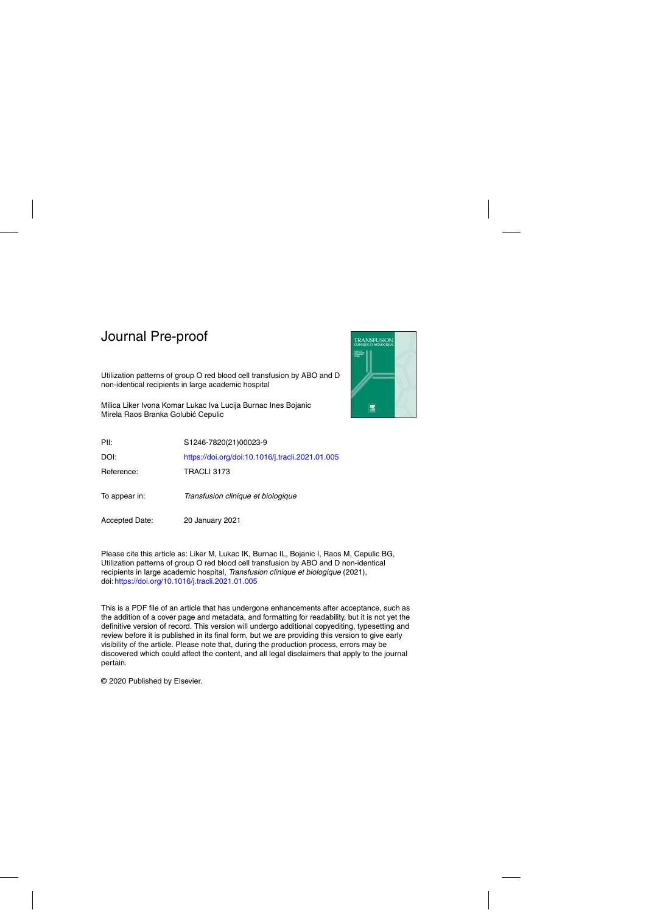# Journal Pre-proof

Utilization patterns of group O red blood cell transfusion by ABO and D non-identical recipients in large academic hospital

Milica Liker Ivona Komar Lukac Iva Lucija Burnac Ines Bojanic Mirela Raos Branka Golubić Cepulic

| | |
|---|---|
| PII: | S1246-7820(21)00023-9 |
| DOI: | https://doi.org/doi:10.1016/j.tracli.2021.01.005 |
| Reference: | TRACLI 3173 |
| To appear in: | *Transfusion clinique et biologique* |
| Accepted Date: | 20 January 2021 |

Please cite this article as: Liker M, Lukac IK, Burnac IL, Bojanic I, Raos M, Cepulic BG, Utilization patterns of group O red blood cell transfusion by ABO and D non-identical recipients in large academic hospital, *Transfusion clinique et biologique* (2021), doi: https://doi.org/10.1016/j.tracli.2021.01.005

This is a PDF file of an article that has undergone enhancements after acceptance, such as the addition of a cover page and metadata, and formatting for readability, but it is not yet the definitive version of record. This version will undergo additional copyediting, typesetting and review before it is published in its final form, but we are providing this version to give early visibility of the article. Please note that, during the production process, errors may be discovered which could affect the content, and all legal disclaimers that apply to the journal pertain.

© 2020 Published by Elsevier.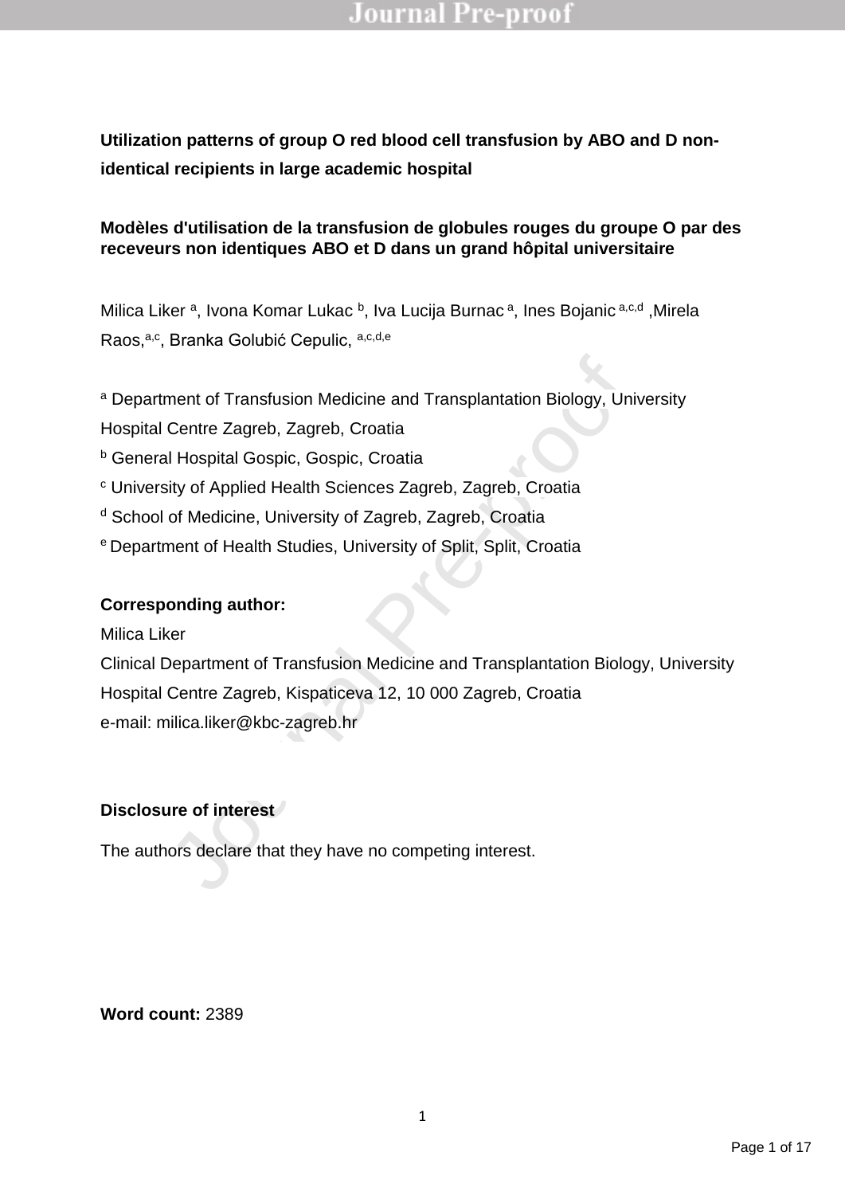**Utilization patterns of group O red blood cell transfusion by ABO and D non-identical recipients in large academic hospital**

**Modèles d'utilisation de la transfusion de globules rouges du groupe O par des receveurs non identiques ABO et D dans un grand hôpital universitaire**

Milica Liker [a], Ivona Komar Lukac [b], Iva Lucija Burnac [a], Ines Bojanic [a,c,d] ,Mirela Raos,[a,c], Branka Golubić Cepulic, [a,c,d,e]

[a] Department of Transfusion Medicine and Transplantation Biology, University Hospital Centre Zagreb, Zagreb, Croatia

[b] General Hospital Gospic, Gospic, Croatia

[c] University of Applied Health Sciences Zagreb, Zagreb, Croatia

[d] School of Medicine, University of Zagreb, Zagreb, Croatia

[e] Department of Health Studies, University of Split, Split, Croatia

**Corresponding author:**

Milica Liker

Clinical Department of Transfusion Medicine and Transplantation Biology, University Hospital Centre Zagreb, Kispaticeva 12, 10 000 Zagreb, Croatia

e-mail: milica.liker@kbc-zagreb.hr

**Disclosure of interest**

The authors declare that they have no competing interest.

**Word count:** 2389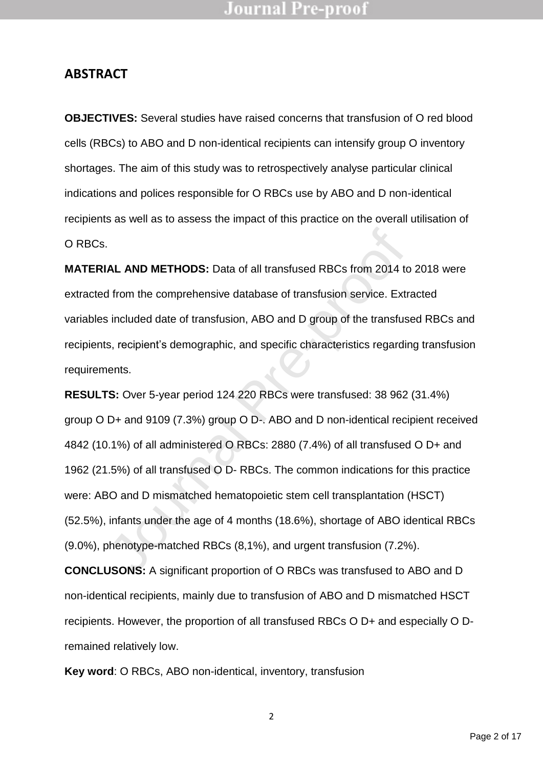## ABSTRACT

**OBJECTIVES:** Several studies have raised concerns that transfusion of O red blood cells (RBCs) to ABO and D non-identical recipients can intensify group O inventory shortages. The aim of this study was to retrospectively analyse particular clinical indications and polices responsible for O RBCs use by ABO and D non-identical recipients as well as to assess the impact of this practice on the overall utilisation of O RBCs.

**MATERIAL AND METHODS:** Data of all transfused RBCs from 2014 to 2018 were extracted from the comprehensive database of transfusion service. Extracted variables included date of transfusion, ABO and D group of the transfused RBCs and recipients, recipient's demographic, and specific characteristics regarding transfusion requirements.

**RESULTS:** Over 5-year period 124 220 RBCs were transfused: 38 962 (31.4%) group O D+ and 9109 (7.3%) group O D-. ABO and D non-identical recipient received 4842 (10.1%) of all administered O RBCs: 2880 (7.4%) of all transfused O D+ and 1962 (21.5%) of all transfused O D- RBCs. The common indications for this practice were: ABO and D mismatched hematopoietic stem cell transplantation (HSCT) (52.5%), infants under the age of 4 months (18.6%), shortage of ABO identical RBCs (9.0%), phenotype-matched RBCs (8,1%), and urgent transfusion (7.2%).

**CONCLUSONS:** A significant proportion of O RBCs was transfused to ABO and D non-identical recipients, mainly due to transfusion of ABO and D mismatched HSCT recipients. However, the proportion of all transfused RBCs O D+ and especially O D- remained relatively low.

**Key word**: O RBCs, ABO non-identical, inventory, transfusion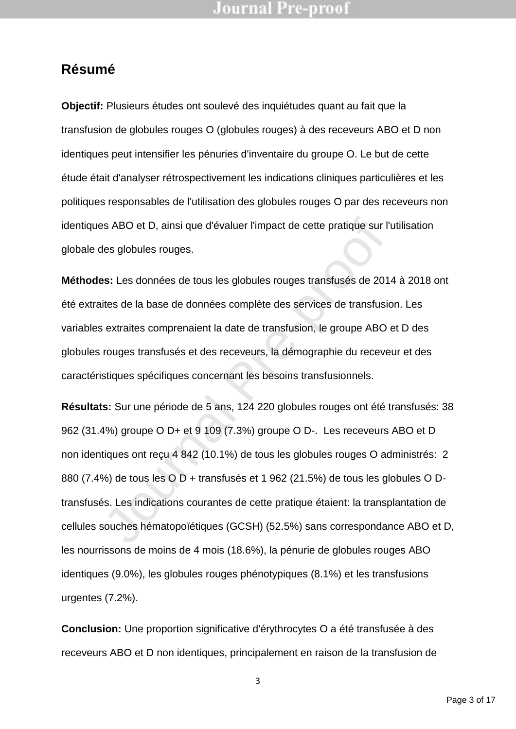## Résumé

**Objectif:** Plusieurs études ont soulevé des inquiétudes quant au fait que la transfusion de globules rouges O (globules rouges) à des receveurs ABO et D non identiques peut intensifier les pénuries d'inventaire du groupe O. Le but de cette étude était d'analyser rétrospectivement les indications cliniques particulières et les politiques responsables de l'utilisation des globules rouges O par des receveurs non identiques ABO et D, ainsi que d'évaluer l'impact de cette pratique sur l'utilisation globale des globules rouges.

**Méthodes:** Les données de tous les globules rouges transfusés de 2014 à 2018 ont été extraites de la base de données complète des services de transfusion. Les variables extraites comprenaient la date de transfusion, le groupe ABO et D des globules rouges transfusés et des receveurs, la démographie du receveur et des caractéristiques spécifiques concernant les besoins transfusionnels.

**Résultats:** Sur une période de 5 ans, 124 220 globules rouges ont été transfusés: 38 962 (31.4%) groupe O D+ et 9 109 (7.3%) groupe O D-. Les receveurs ABO et D non identiques ont reçu 4 842 (10.1%) de tous les globules rouges O administrés: 2 880 (7.4%) de tous les O D + transfusés et 1 962 (21.5%) de tous les globules O D- transfusés. Les indications courantes de cette pratique étaient: la transplantation de cellules souches hématopoïétiques (GCSH) (52.5%) sans correspondance ABO et D, les nourrissons de moins de 4 mois (18.6%), la pénurie de globules rouges ABO identiques (9.0%), les globules rouges phénotypiques (8.1%) et les transfusions urgentes (7.2%).

**Conclusion:** Une proportion significative d'érythrocytes O a été transfusée à des receveurs ABO et D non identiques, principalement en raison de la transfusion de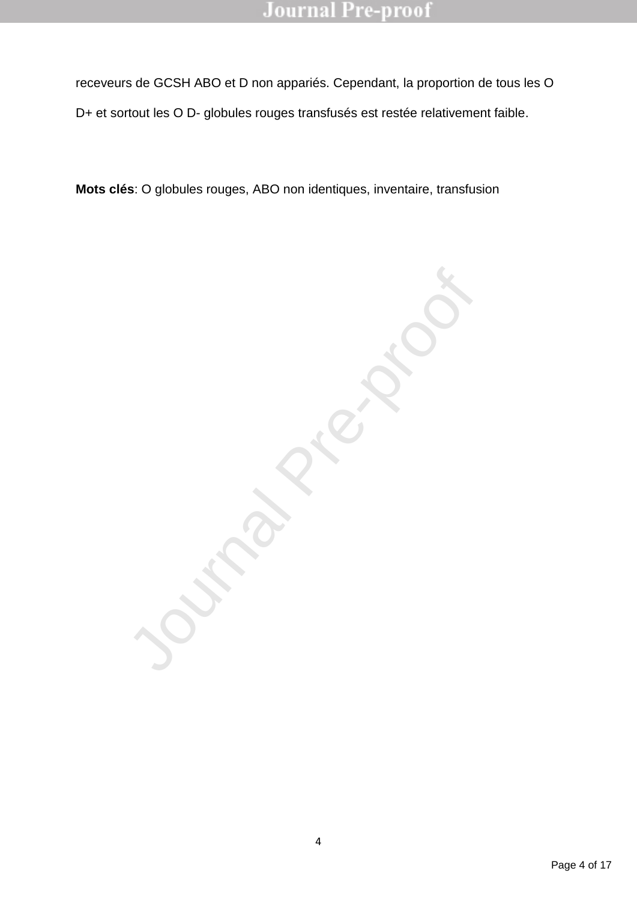receveurs de GCSH ABO et D non appariés. Cependant, la proportion de tous les O D+ et sortout les O D- globules rouges transfusés est restée relativement faible.

**Mots clés**: O globules rouges, ABO non identiques, inventaire, transfusion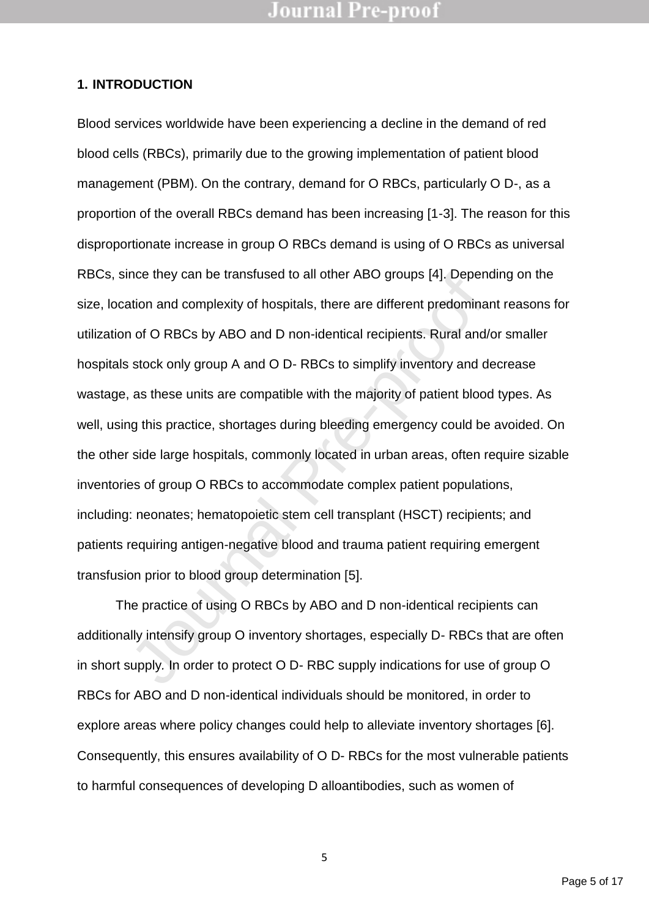## 1. INTRODUCTION

Blood services worldwide have been experiencing a decline in the demand of red blood cells (RBCs), primarily due to the growing implementation of patient blood management (PBM). On the contrary, demand for O RBCs, particularly O D-, as a proportion of the overall RBCs demand has been increasing [1-3]. The reason for this disproportionate increase in group O RBCs demand is using of O RBCs as universal RBCs, since they can be transfused to all other ABO groups [4]. Depending on the size, location and complexity of hospitals, there are different predominant reasons for utilization of O RBCs by ABO and D non-identical recipients. Rural and/or smaller hospitals stock only group A and O D- RBCs to simplify inventory and decrease wastage, as these units are compatible with the majority of patient blood types. As well, using this practice, shortages during bleeding emergency could be avoided. On the other side large hospitals, commonly located in urban areas, often require sizable inventories of group O RBCs to accommodate complex patient populations, including: neonates; hematopoietic stem cell transplant (HSCT) recipients; and patients requiring antigen-negative blood and trauma patient requiring emergent transfusion prior to blood group determination [5].

The practice of using O RBCs by ABO and D non-identical recipients can additionally intensify group O inventory shortages, especially D- RBCs that are often in short supply. In order to protect O D- RBC supply indications for use of group O RBCs for ABO and D non-identical individuals should be monitored, in order to explore areas where policy changes could help to alleviate inventory shortages [6]. Consequently, this ensures availability of O D- RBCs for the most vulnerable patients to harmful consequences of developing D alloantibodies, such as women of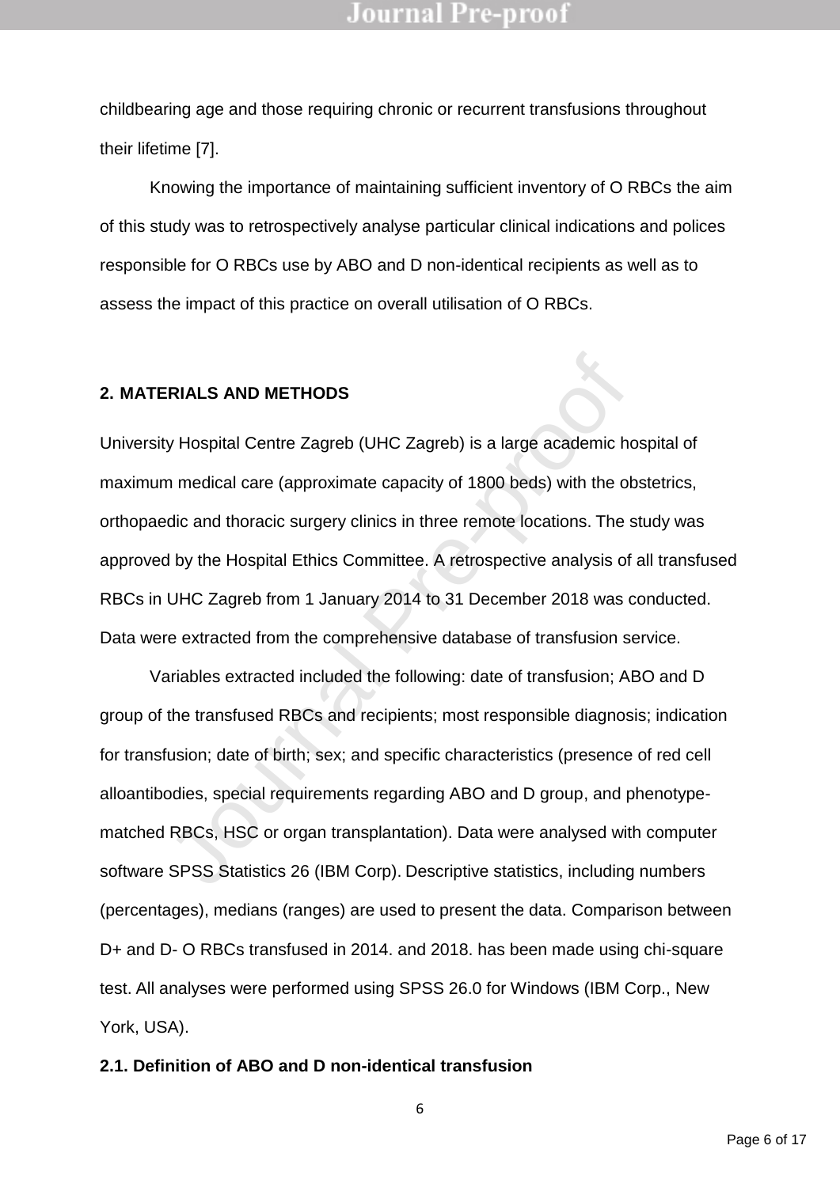childbearing age and those requiring chronic or recurrent transfusions throughout their lifetime [7].

Knowing the importance of maintaining sufficient inventory of O RBCs the aim of this study was to retrospectively analyse particular clinical indications and polices responsible for O RBCs use by ABO and D non-identical recipients as well as to assess the impact of this practice on overall utilisation of O RBCs.

## 2. MATERIALS AND METHODS

University Hospital Centre Zagreb (UHC Zagreb) is a large academic hospital of maximum medical care (approximate capacity of 1800 beds) with the obstetrics, orthopaedic and thoracic surgery clinics in three remote locations. The study was approved by the Hospital Ethics Committee. A retrospective analysis of all transfused RBCs in UHC Zagreb from 1 January 2014 to 31 December 2018 was conducted. Data were extracted from the comprehensive database of transfusion service.

Variables extracted included the following: date of transfusion; ABO and D group of the transfused RBCs and recipients; most responsible diagnosis; indication for transfusion; date of birth; sex; and specific characteristics (presence of red cell alloantibodies, special requirements regarding ABO and D group, and phenotype-matched RBCs, HSC or organ transplantation). Data were analysed with computer software SPSS Statistics 26 (IBM Corp). Descriptive statistics, including numbers (percentages), medians (ranges) are used to present the data. Comparison between D+ and D- O RBCs transfused in 2014. and 2018. has been made using chi-square test. All analyses were performed using SPSS 26.0 for Windows (IBM Corp., New York, USA).

### 2.1. Definition of ABO and D non-identical transfusion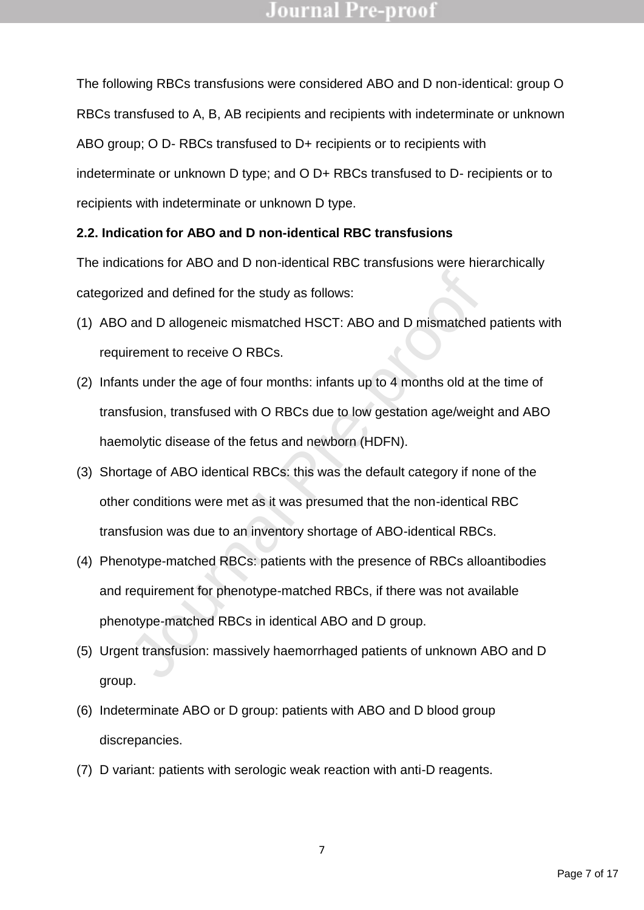The following RBCs transfusions were considered ABO and D non-identical: group O RBCs transfused to A, B, AB recipients and recipients with indeterminate or unknown ABO group; O D- RBCs transfused to D+ recipients or to recipients with indeterminate or unknown D type; and O D+ RBCs transfused to D- recipients or to recipients with indeterminate or unknown D type.

**2.2. Indication for ABO and D non-identical RBC transfusions**

The indications for ABO and D non-identical RBC transfusions were hierarchically categorized and defined for the study as follows:

(1) ABO and D allogeneic mismatched HSCT: ABO and D mismatched patients with requirement to receive O RBCs.

(2) Infants under the age of four months: infants up to 4 months old at the time of transfusion, transfused with O RBCs due to low gestation age/weight and ABO haemolytic disease of the fetus and newborn (HDFN).

(3) Shortage of ABO identical RBCs: this was the default category if none of the other conditions were met as it was presumed that the non-identical RBC transfusion was due to an inventory shortage of ABO-identical RBCs.

(4) Phenotype-matched RBCs: patients with the presence of RBCs alloantibodies and requirement for phenotype-matched RBCs, if there was not available phenotype-matched RBCs in identical ABO and D group.

(5) Urgent transfusion: massively haemorrhaged patients of unknown ABO and D group.

(6) Indeterminate ABO or D group: patients with ABO and D blood group discrepancies.

(7) D variant: patients with serologic weak reaction with anti-D reagents.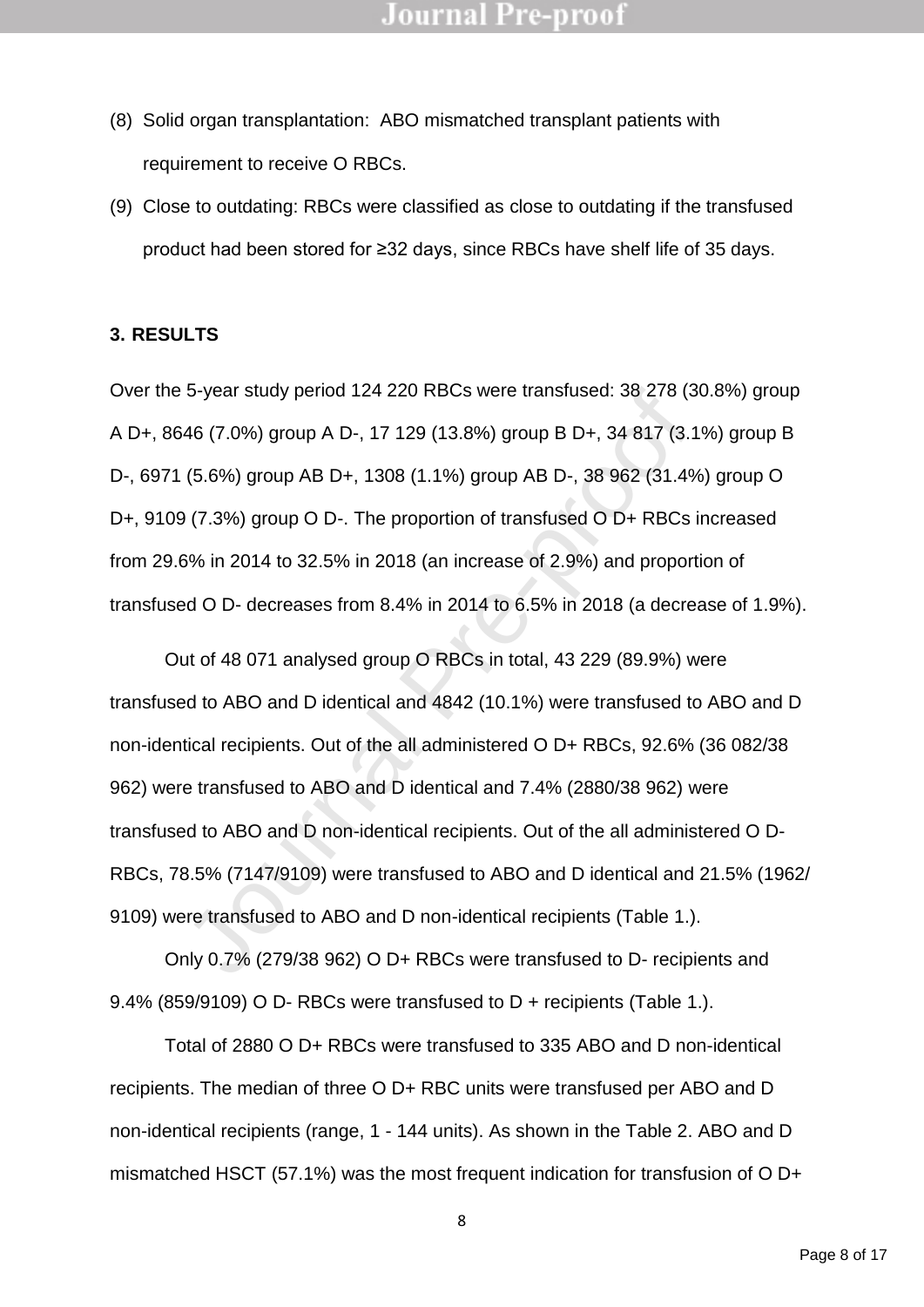(8) Solid organ transplantation: ABO mismatched transplant patients with requirement to receive O RBCs.

(9) Close to outdating: RBCs were classified as close to outdating if the transfused product had been stored for ≥32 days, since RBCs have shelf life of 35 days.

### 3. RESULTS

Over the 5-year study period 124 220 RBCs were transfused: 38 278 (30.8%) group A D+, 8646 (7.0%) group A D-, 17 129 (13.8%) group B D+, 34 817 (3.1%) group B D-, 6971 (5.6%) group AB D+, 1308 (1.1%) group AB D-, 38 962 (31.4%) group O D+, 9109 (7.3%) group O D-. The proportion of transfused O D+ RBCs increased from 29.6% in 2014 to 32.5% in 2018 (an increase of 2.9%) and proportion of transfused O D- decreases from 8.4% in 2014 to 6.5% in 2018 (a decrease of 1.9%).

Out of 48 071 analysed group O RBCs in total, 43 229 (89.9%) were transfused to ABO and D identical and 4842 (10.1%) were transfused to ABO and D non-identical recipients. Out of the all administered O D+ RBCs, 92.6% (36 082/38 962) were transfused to ABO and D identical and 7.4% (2880/38 962) were transfused to ABO and D non-identical recipients. Out of the all administered O D- RBCs, 78.5% (7147/9109) were transfused to ABO and D identical and 21.5% (1962/ 9109) were transfused to ABO and D non-identical recipients (Table 1.).

Only 0.7% (279/38 962) O D+ RBCs were transfused to D- recipients and 9.4% (859/9109) O D- RBCs were transfused to D + recipients (Table 1.).

Total of 2880 O D+ RBCs were transfused to 335 ABO and D non-identical recipients. The median of three O D+ RBC units were transfused per ABO and D non-identical recipients (range, 1 - 144 units). As shown in the Table 2. ABO and D mismatched HSCT (57.1%) was the most frequent indication for transfusion of O D+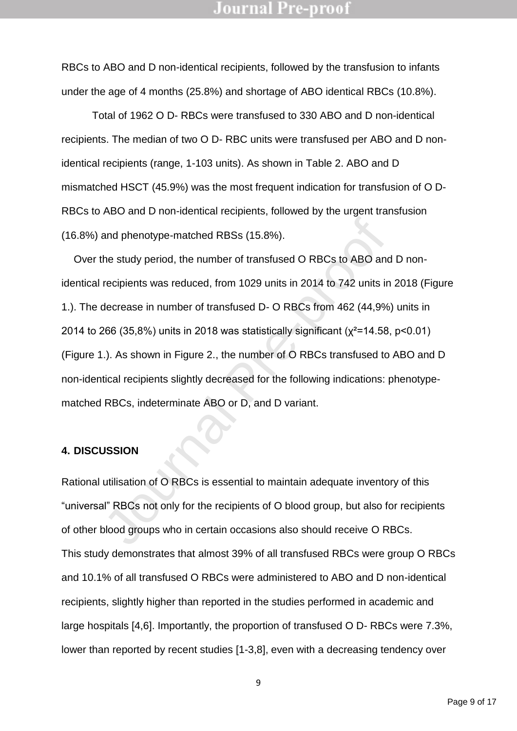RBCs to ABO and D non-identical recipients, followed by the transfusion to infants under the age of 4 months (25.8%) and shortage of ABO identical RBCs (10.8%).

Total of 1962 O D- RBCs were transfused to 330 ABO and D non-identical recipients. The median of two O D- RBC units were transfused per ABO and D non-identical recipients (range, 1-103 units). As shown in Table 2. ABO and D mismatched HSCT (45.9%) was the most frequent indication for transfusion of O D- RBCs to ABO and D non-identical recipients, followed by the urgent transfusion (16.8%) and phenotype-matched RBSs (15.8%).

Over the study period, the number of transfused O RBCs to ABO and D non-identical recipients was reduced, from 1029 units in 2014 to 742 units in 2018 (Figure 1.). The decrease in number of transfused D- O RBCs from 462 (44,9%) units in 2014 to 266 (35,8%) units in 2018 was statistically significant ($\chi^2$=14.58, $p$<0.01) (Figure 1.). As shown in Figure 2., the number of O RBCs transfused to ABO and D non-identical recipients slightly decreased for the following indications: phenotype-matched RBCs, indeterminate ABO or D, and D variant.

## 4. DISCUSSION

Rational utilisation of O RBCs is essential to maintain adequate inventory of this “universal” RBCs not only for the recipients of O blood group, but also for recipients of other blood groups who in certain occasions also should receive O RBCs.

This study demonstrates that almost 39% of all transfused RBCs were group O RBCs and 10.1% of all transfused O RBCs were administered to ABO and D non-identical recipients, slightly higher than reported in the studies performed in academic and large hospitals [4,6]. Importantly, the proportion of transfused O D- RBCs were 7.3%, lower than reported by recent studies [1-3,8], even with a decreasing tendency over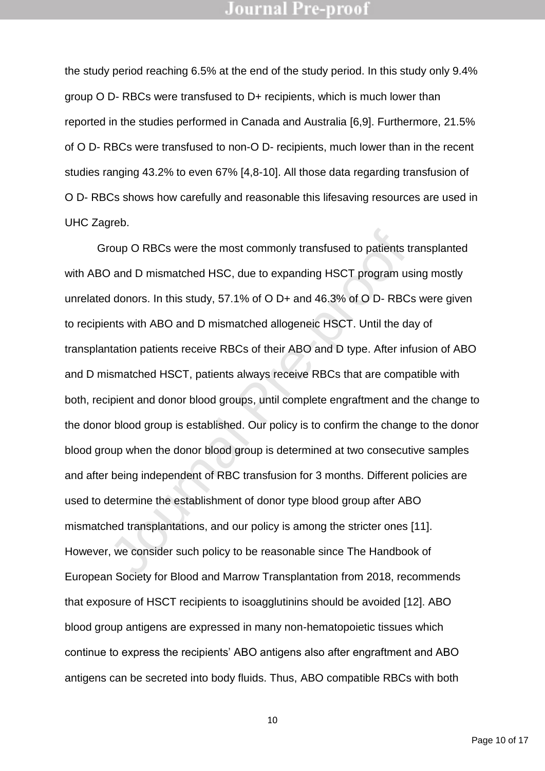the study period reaching 6.5% at the end of the study period. In this study only 9.4% group O D- RBCs were transfused to D+ recipients, which is much lower than reported in the studies performed in Canada and Australia [6,9]. Furthermore, 21.5% of O D- RBCs were transfused to non-O D- recipients, much lower than in the recent studies ranging 43.2% to even 67% [4,8-10]. All those data regarding transfusion of O D- RBCs shows how carefully and reasonable this lifesaving resources are used in UHC Zagreb.

Group O RBCs were the most commonly transfused to patients transplanted with ABO and D mismatched HSC, due to expanding HSCT program using mostly unrelated donors. In this study, 57.1% of O D+ and 46.3% of O D- RBCs were given to recipients with ABO and D mismatched allogeneic HSCT. Until the day of transplantation patients receive RBCs of their ABO and D type. After infusion of ABO and D mismatched HSCT, patients always receive RBCs that are compatible with both, recipient and donor blood groups, until complete engraftment and the change to the donor blood group is established. Our policy is to confirm the change to the donor blood group when the donor blood group is determined at two consecutive samples and after being independent of RBC transfusion for 3 months. Different policies are used to determine the establishment of donor type blood group after ABO mismatched transplantations, and our policy is among the stricter ones [11]. However, we consider such policy to be reasonable since The Handbook of European Society for Blood and Marrow Transplantation from 2018, recommends that exposure of HSCT recipients to isoagglutinins should be avoided [12]. ABO blood group antigens are expressed in many non-hematopoietic tissues which continue to express the recipients' ABO antigens also after engraftment and ABO antigens can be secreted into body fluids. Thus, ABO compatible RBCs with both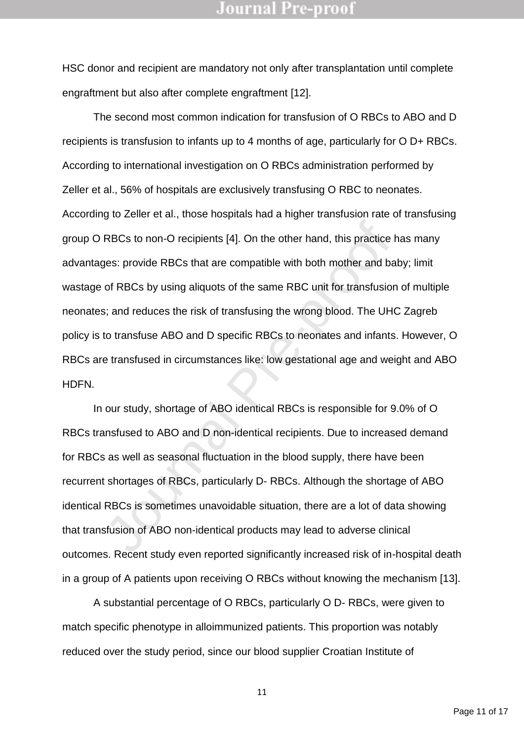HSC donor and recipient are mandatory not only after transplantation until complete engraftment but also after complete engraftment [12].

The second most common indication for transfusion of O RBCs to ABO and D recipients is transfusion to infants up to 4 months of age, particularly for O D+ RBCs. According to international investigation on O RBCs administration performed by Zeller et al., 56% of hospitals are exclusively transfusing O RBC to neonates. According to Zeller et al., those hospitals had a higher transfusion rate of transfusing group O RBCs to non-O recipients [4]. On the other hand, this practice has many advantages: provide RBCs that are compatible with both mother and baby; limit wastage of RBCs by using aliquots of the same RBC unit for transfusion of multiple neonates; and reduces the risk of transfusing the wrong blood. The UHC Zagreb policy is to transfuse ABO and D specific RBCs to neonates and infants. However, O RBCs are transfused in circumstances like: low gestational age and weight and ABO HDFN.

In our study, shortage of ABO identical RBCs is responsible for 9.0% of O RBCs transfused to ABO and D non-identical recipients. Due to increased demand for RBCs as well as seasonal fluctuation in the blood supply, there have been recurrent shortages of RBCs, particularly D- RBCs. Although the shortage of ABO identical RBCs is sometimes unavoidable situation, there are a lot of data showing that transfusion of ABO non-identical products may lead to adverse clinical outcomes. Recent study even reported significantly increased risk of in-hospital death in a group of A patients upon receiving O RBCs without knowing the mechanism [13].

A substantial percentage of O RBCs, particularly O D- RBCs, were given to match specific phenotype in alloimmunized patients. This proportion was notably reduced over the study period, since our blood supplier Croatian Institute of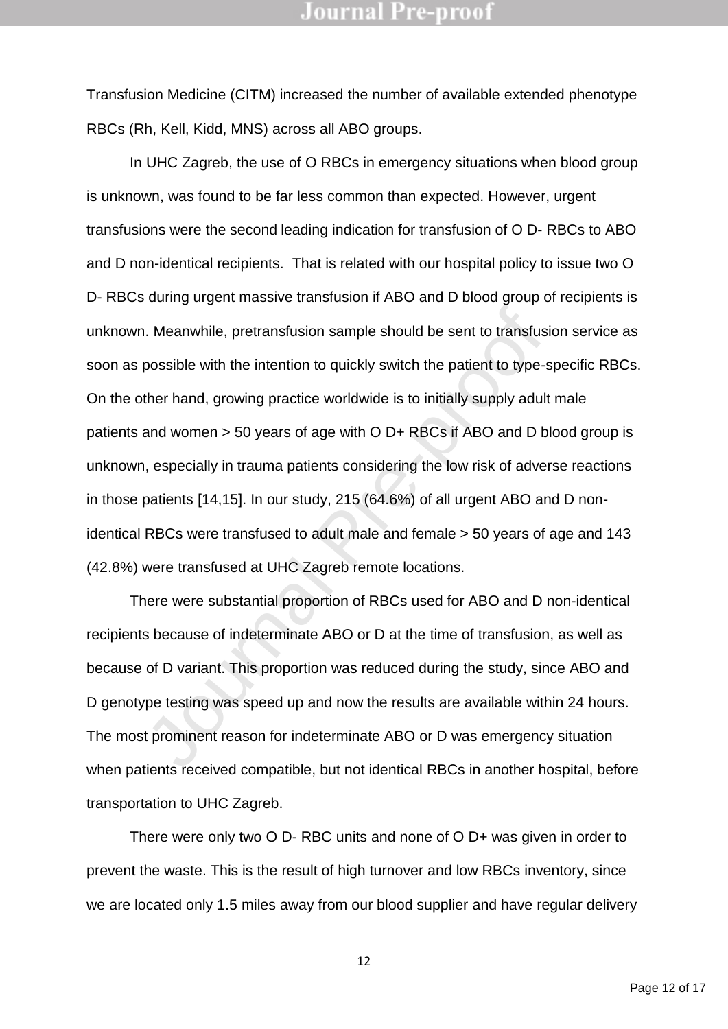Transfusion Medicine (CITM) increased the number of available extended phenotype RBCs (Rh, Kell, Kidd, MNS) across all ABO groups.

In UHC Zagreb, the use of O RBCs in emergency situations when blood group is unknown, was found to be far less common than expected. However, urgent transfusions were the second leading indication for transfusion of O D- RBCs to ABO and D non-identical recipients. That is related with our hospital policy to issue two O D- RBCs during urgent massive transfusion if ABO and D blood group of recipients is unknown. Meanwhile, pretransfusion sample should be sent to transfusion service as soon as possible with the intention to quickly switch the patient to type-specific RBCs. On the other hand, growing practice worldwide is to initially supply adult male patients and women > 50 years of age with O D+ RBCs if ABO and D blood group is unknown, especially in trauma patients considering the low risk of adverse reactions in those patients [14,15]. In our study, 215 (64.6%) of all urgent ABO and D non-identical RBCs were transfused to adult male and female > 50 years of age and 143 (42.8%) were transfused at UHC Zagreb remote locations.

There were substantial proportion of RBCs used for ABO and D non-identical recipients because of indeterminate ABO or D at the time of transfusion, as well as because of D variant. This proportion was reduced during the study, since ABO and D genotype testing was speed up and now the results are available within 24 hours. The most prominent reason for indeterminate ABO or D was emergency situation when patients received compatible, but not identical RBCs in another hospital, before transportation to UHC Zagreb.

There were only two O D- RBC units and none of O D+ was given in order to prevent the waste. This is the result of high turnover and low RBCs inventory, since we are located only 1.5 miles away from our blood supplier and have regular delivery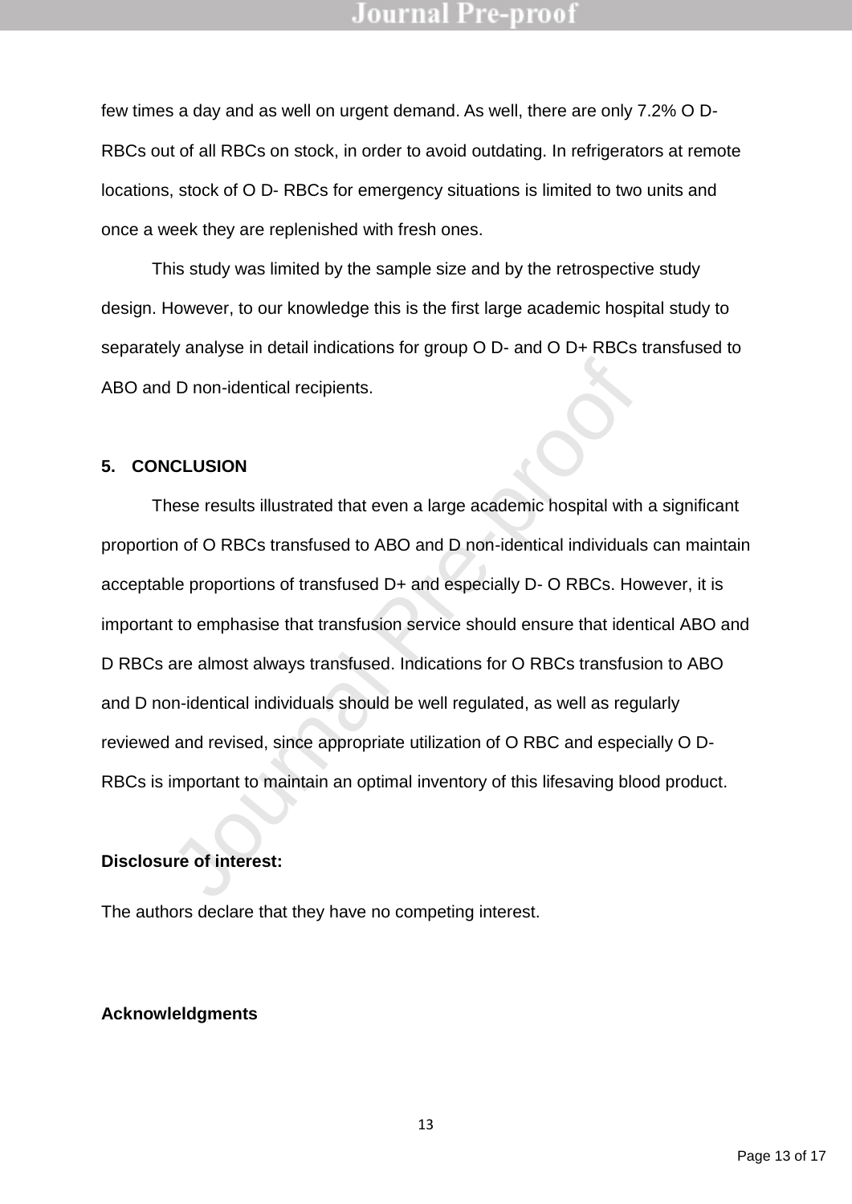few times a day and as well on urgent demand. As well, there are only 7.2% O D- RBCs out of all RBCs on stock, in order to avoid outdating. In refrigerators at remote locations, stock of O D- RBCs for emergency situations is limited to two units and once a week they are replenished with fresh ones.

This study was limited by the sample size and by the retrospective study design. However, to our knowledge this is the first large academic hospital study to separately analyse in detail indications for group O D- and O D+ RBCs transfused to ABO and D non-identical recipients.

## 5. CONCLUSION

These results illustrated that even a large academic hospital with a significant proportion of O RBCs transfused to ABO and D non-identical individuals can maintain acceptable proportions of transfused D+ and especially D- O RBCs. However, it is important to emphasise that transfusion service should ensure that identical ABO and D RBCs are almost always transfused. Indications for O RBCs transfusion to ABO and D non-identical individuals should be well regulated, as well as regularly reviewed and revised, since appropriate utilization of O RBC and especially O D- RBCs is important to maintain an optimal inventory of this lifesaving blood product.

**Disclosure of interest:**

The authors declare that they have no competing interest.

**Acknowleldgments**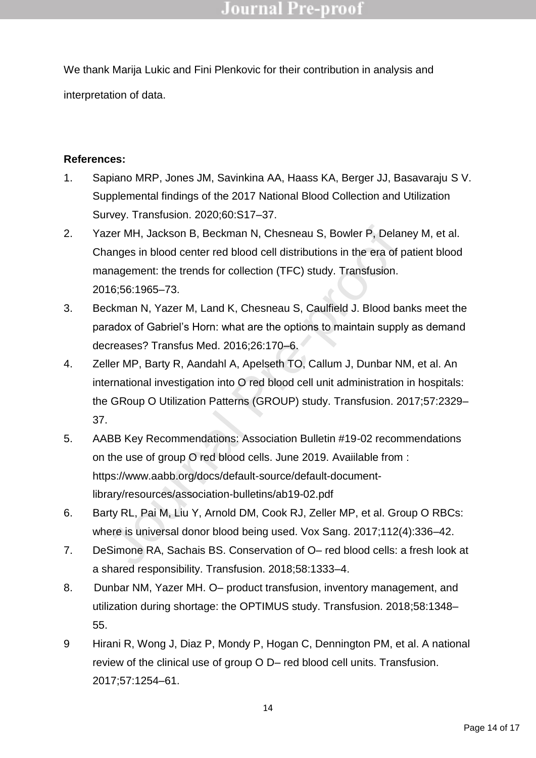We thank Marija Lukic and Fini Plenkovic for their contribution in analysis and interpretation of data.

**References:**

1. Sapiano MRP, Jones JM, Savinkina AA, Haass KA, Berger JJ, Basavaraju S V. Supplemental findings of the 2017 National Blood Collection and Utilization Survey. Transfusion. 2020;60:S17–37.
2. Yazer MH, Jackson B, Beckman N, Chesneau S, Bowler P, Delaney M, et al. Changes in blood center red blood cell distributions in the era of patient blood management: the trends for collection (TFC) study. Transfusion. 2016;56:1965–73.
3. Beckman N, Yazer M, Land K, Chesneau S, Caulfield J. Blood banks meet the paradox of Gabriel's Horn: what are the options to maintain supply as demand decreases? Transfus Med. 2016;26:170–6.
4. Zeller MP, Barty R, Aandahl A, Apelseth TO, Callum J, Dunbar NM, et al. An international investigation into O red blood cell unit administration in hospitals: the GRoup O Utilization Patterns (GROUP) study. Transfusion. 2017;57:2329–37.
5. AABB Key Recommendations: Association Bulletin #19-02 recommendations on the use of group O red blood cells. June 2019. Avaiilable from : https://www.aabb.org/docs/default-source/default-document-library/resources/association-bulletins/ab19-02.pdf
6. Barty RL, Pai M, Liu Y, Arnold DM, Cook RJ, Zeller MP, et al. Group O RBCs: where is universal donor blood being used. Vox Sang. 2017;112(4):336–42.
7. DeSimone RA, Sachais BS. Conservation of O– red blood cells: a fresh look at a shared responsibility. Transfusion. 2018;58:1333–4.
8. Dunbar NM, Yazer MH. O– product transfusion, inventory management, and utilization during shortage: the OPTIMUS study. Transfusion. 2018;58:1348–55.
9. Hirani R, Wong J, Diaz P, Mondy P, Hogan C, Dennington PM, et al. A national review of the clinical use of group O D– red blood cell units. Transfusion. 2017;57:1254–61.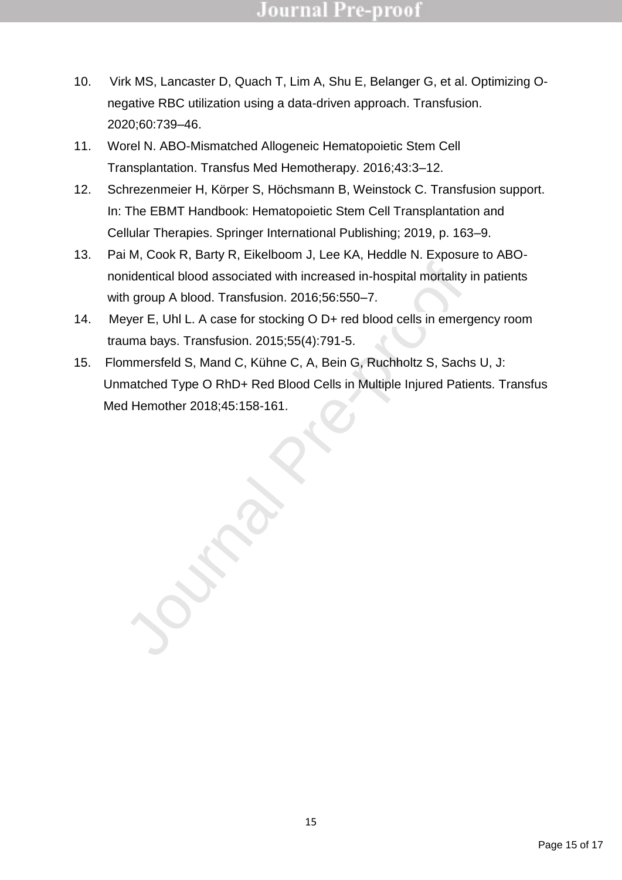10. Virk MS, Lancaster D, Quach T, Lim A, Shu E, Belanger G, et al. Optimizing O-negative RBC utilization using a data-driven approach. Transfusion. 2020;60:739–46.
11. Worel N. ABO-Mismatched Allogeneic Hematopoietic Stem Cell Transplantation. Transfus Med Hemotherapy. 2016;43:3–12.
12. Schrezenmeier H, Körper S, Höchsmann B, Weinstock C. Transfusion support. In: The EBMT Handbook: Hematopoietic Stem Cell Transplantation and Cellular Therapies. Springer International Publishing; 2019, p. 163–9.
13. Pai M, Cook R, Barty R, Eikelboom J, Lee KA, Heddle N. Exposure to ABO-nonidentical blood associated with increased in-hospital mortality in patients with group A blood. Transfusion. 2016;56:550–7.
14. Meyer E, Uhl L. A case for stocking O D+ red blood cells in emergency room trauma bays. Transfusion. 2015;55(4):791-5.
15. Flommersfeld S, Mand C, Kühne C, A, Bein G, Ruchholtz S, Sachs U, J: Unmatched Type O RhD+ Red Blood Cells in Multiple Injured Patients. Transfus Med Hemother 2018;45:158-161.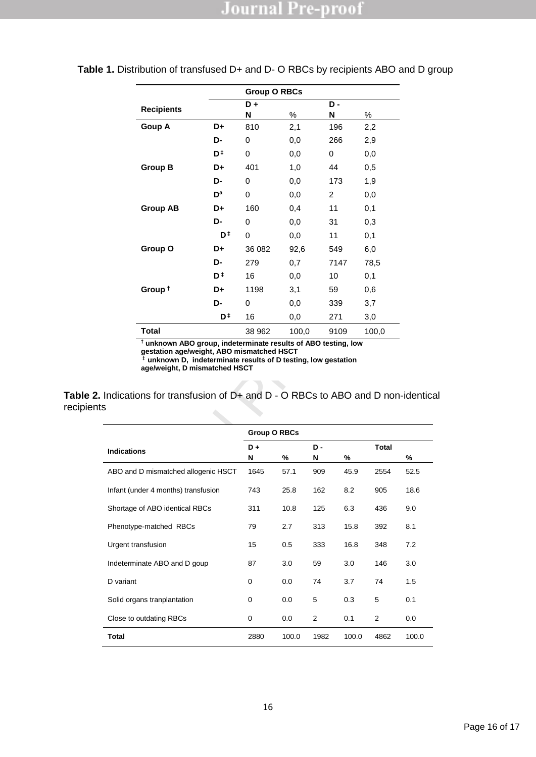**Table 1.** Distribution of transfused D+ and D- O RBCs by recipients ABO and D group

| Recipients | | Group O RBCs | | | |
|---|---|---|---|---|---|
| | | D + | | D - | |
| | | N | % | N | % |
| **Goup A** | **D+** | 810 | 2,1 | 196 | 2,2 |
| | **D-** | 0 | 0,0 | 266 | 2,9 |
| | **D ‡** | 0 | 0,0 | 0 | 0,0 |
| **Group B** | **D+** | 401 | 1,0 | 44 | 0,5 |
| | **D-** | 0 | 0,0 | 173 | 1,9 |
| | **D[a]** | 0 | 0,0 | 2 | 0,0 |
| **Group AB** | **D+** | 160 | 0,4 | 11 | 0,1 |
| | **D-** | 0 | 0,0 | 31 | 0,3 |
| | **D ‡** | 0 | 0,0 | 11 | 0,1 |
| **Group O** | **D+** | 36 082 | 92,6 | 549 | 6,0 |
| | **D-** | 279 | 0,7 | 7147 | 78,5 |
| | **D ‡** | 16 | 0,0 | 10 | 0,1 |
| **Group †** | **D+** | 1198 | 3,1 | 59 | 0,6 |
| | **D-** | 0 | 0,0 | 339 | 3,7 |
| | **D ‡** | 16 | 0,0 | 271 | 3,0 |
| **Total** | | 38 962 | 100,0 | 9109 | 100,0 |

**† unknown ABO group, indeterminate results of ABO testing, low gestation age/weight, ABO mismatched HSCT**
**‡ unknown D, indeterminate results of D testing, low gestation age/weight, D mismatched HSCT**

**Table 2.** Indications for transfusion of D+ and D - O RBCs to ABO and D non-identical recipients

| Indications | Group O RBCs | | | | | |
|---|---|---|---|---|---|---|
| | D + | | D - | | Total | |
| | N | % | N | % | | % |
| ABO and D mismatched allogenic HSCT | 1645 | 57.1 | 909 | 45.9 | 2554 | 52.5 |
| Infant (under 4 months) transfusion | 743 | 25.8 | 162 | 8.2 | 905 | 18.6 |
| Shortage of ABO identical RBCs | 311 | 10.8 | 125 | 6.3 | 436 | 9.0 |
| Phenotype-matched RBCs | 79 | 2.7 | 313 | 15.8 | 392 | 8.1 |
| Urgent transfusion | 15 | 0.5 | 333 | 16.8 | 348 | 7.2 |
| Indeterminate ABO and D goup | 87 | 3.0 | 59 | 3.0 | 146 | 3.0 |
| D variant | 0 | 0.0 | 74 | 3.7 | 74 | 1.5 |
| Solid organs tranplantation | 0 | 0.0 | 5 | 0.3 | 5 | 0.1 |
| Close to outdating RBCs | 0 | 0.0 | 2 | 0.1 | 2 | 0.0 |
| **Total** | 2880 | 100.0 | 1982 | 100.0 | 4862 | 100.0 |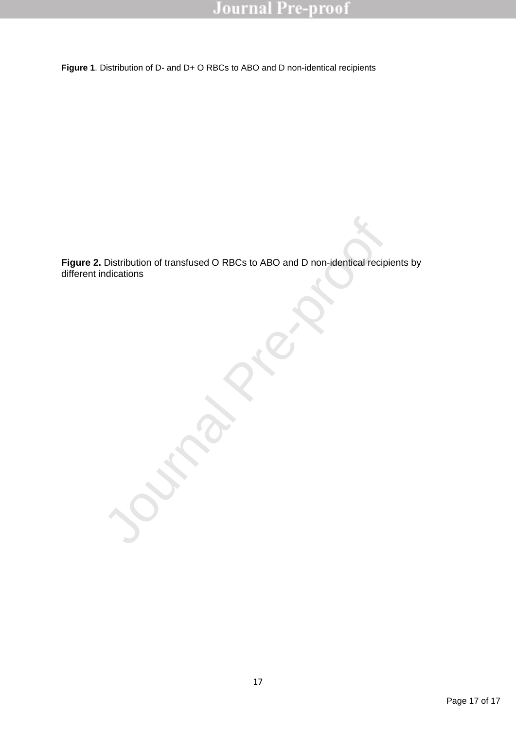**Figure 1**. Distribution of D- and D+ O RBCs to ABO and D non-identical recipients

**Figure 2.** Distribution of transfused O RBCs to ABO and D non-identical recipients by different indications